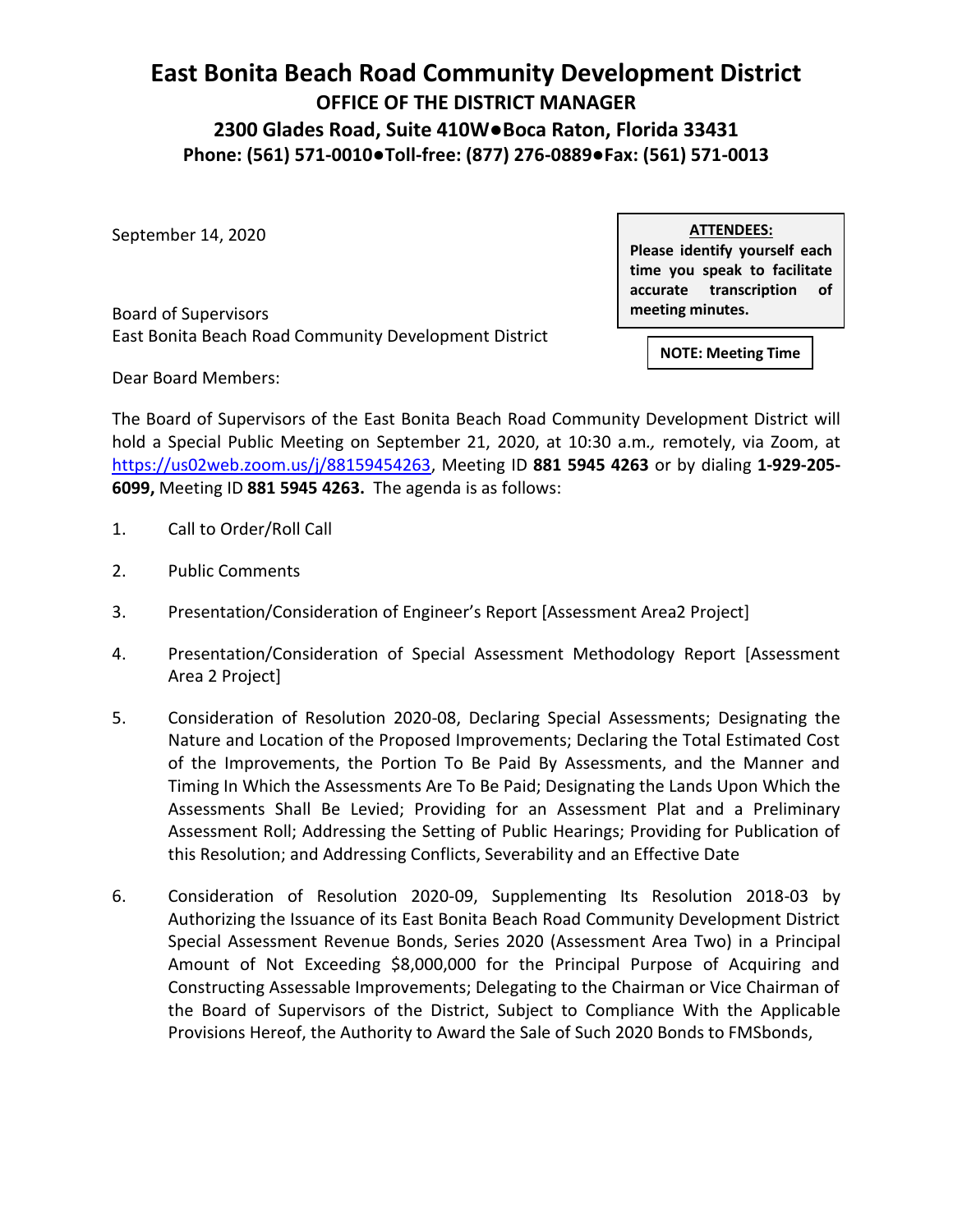# East Bonita Beach Road Community Development District

**OFFICE OF THE DISTRICT MANAGER**
**2300 Glades Road, Suite 410W●Boca Raton, Florida 33431**
**Phone: (561) 571-0010●Toll-free: (877) 276-0889●Fax: (561) 571-0013**

September 14, 2020

**ATTENDEES:**
**Please identify yourself each time you speak to facilitate accurate transcription of meeting minutes.**

**NOTE: Meeting Time**

Board of Supervisors
East Bonita Beach Road Community Development District

Dear Board Members:

The Board of Supervisors of the East Bonita Beach Road Community Development District will hold a Special Public Meeting on September 21, 2020, at 10:30 a.m*.,* remotely, via Zoom, at https://us02web.zoom.us/j/88159454263, Meeting ID **881 5945 4263** or by dialing **1-929-205-6099,** Meeting ID **881 5945 4263.** The agenda is as follows:

1. Call to Order/Roll Call

2. Public Comments

3. Presentation/Consideration of Engineer's Report [Assessment Area2 Project]

4. Presentation/Consideration of Special Assessment Methodology Report [Assessment Area 2 Project]

5. Consideration of Resolution 2020-08, Declaring Special Assessments; Designating the Nature and Location of the Proposed Improvements; Declaring the Total Estimated Cost of the Improvements, the Portion To Be Paid By Assessments, and the Manner and Timing In Which the Assessments Are To Be Paid; Designating the Lands Upon Which the Assessments Shall Be Levied; Providing for an Assessment Plat and a Preliminary Assessment Roll; Addressing the Setting of Public Hearings; Providing for Publication of this Resolution; and Addressing Conflicts, Severability and an Effective Date

6. Consideration of Resolution 2020-09, Supplementing Its Resolution 2018-03 by Authorizing the Issuance of its East Bonita Beach Road Community Development District Special Assessment Revenue Bonds, Series 2020 (Assessment Area Two) in a Principal Amount of Not Exceeding $8,000,000 for the Principal Purpose of Acquiring and Constructing Assessable Improvements; Delegating to the Chairman or Vice Chairman of the Board of Supervisors of the District, Subject to Compliance With the Applicable Provisions Hereof, the Authority to Award the Sale of Such 2020 Bonds to FMSbonds,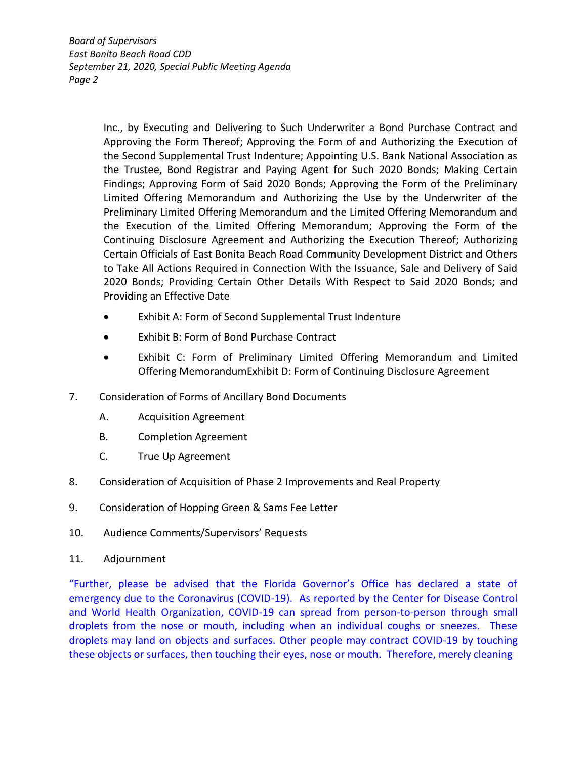Inc., by Executing and Delivering to Such Underwriter a Bond Purchase Contract and Approving the Form Thereof; Approving the Form of and Authorizing the Execution of the Second Supplemental Trust Indenture; Appointing U.S. Bank National Association as the Trustee, Bond Registrar and Paying Agent for Such 2020 Bonds; Making Certain Findings; Approving Form of Said 2020 Bonds; Approving the Form of the Preliminary Limited Offering Memorandum and Authorizing the Use by the Underwriter of the Preliminary Limited Offering Memorandum and the Limited Offering Memorandum and the Execution of the Limited Offering Memorandum; Approving the Form of the Continuing Disclosure Agreement and Authorizing the Execution Thereof; Authorizing Certain Officials of East Bonita Beach Road Community Development District and Others to Take All Actions Required in Connection With the Issuance, Sale and Delivery of Said 2020 Bonds; Providing Certain Other Details With Respect to Said 2020 Bonds; and Providing an Effective Date

- Exhibit A: Form of Second Supplemental Trust Indenture
- Exhibit B: Form of Bond Purchase Contract
- Exhibit C: Form of Preliminary Limited Offering Memorandum and Limited Offering MemorandumExhibit D: Form of Continuing Disclosure Agreement

7. Consideration of Forms of Ancillary Bond Documents
   A. Acquisition Agreement
   B. Completion Agreement
   C. True Up Agreement
8. Consideration of Acquisition of Phase 2 Improvements and Real Property
9. Consideration of Hopping Green & Sams Fee Letter
10. Audience Comments/Supervisors' Requests
11. Adjournment

"Further, please be advised that the Florida Governor's Office has declared a state of emergency due to the Coronavirus (COVID-19). As reported by the Center for Disease Control and World Health Organization, COVID-19 can spread from person-to-person through small droplets from the nose or mouth, including when an individual coughs or sneezes. These droplets may land on objects and surfaces. Other people may contract COVID-19 by touching these objects or surfaces, then touching their eyes, nose or mouth. Therefore, merely cleaning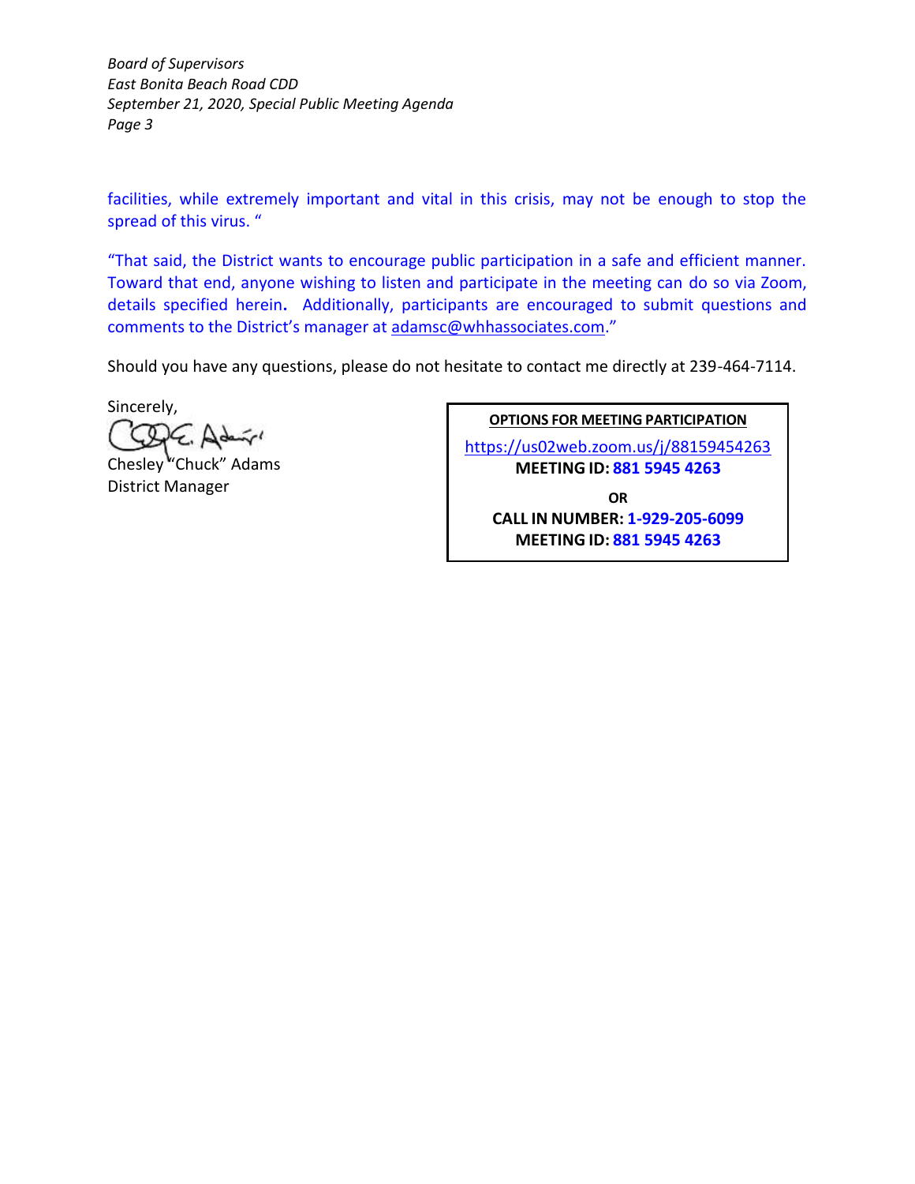facilities, while extremely important and vital in this crisis, may not be enough to stop the spread of this virus. "

"That said, the District wants to encourage public participation in a safe and efficient manner. Toward that end, anyone wishing to listen and participate in the meeting can do so via Zoom, details specified herein. Additionally, participants are encouraged to submit questions and comments to the District's manager at adamsc@whhassociates.com."

Should you have any questions, please do not hesitate to contact me directly at 239-464-7114.

Sincerely,

Chesley "Chuck" Adams
District Manager

**OPTIONS FOR MEETING PARTICIPATION**

https://us02web.zoom.us/j/88159454263
**MEETING ID: 881 5945 4263**

**OR**

**CALL IN NUMBER: 1-929-205-6099**
**MEETING ID: 881 5945 4263**